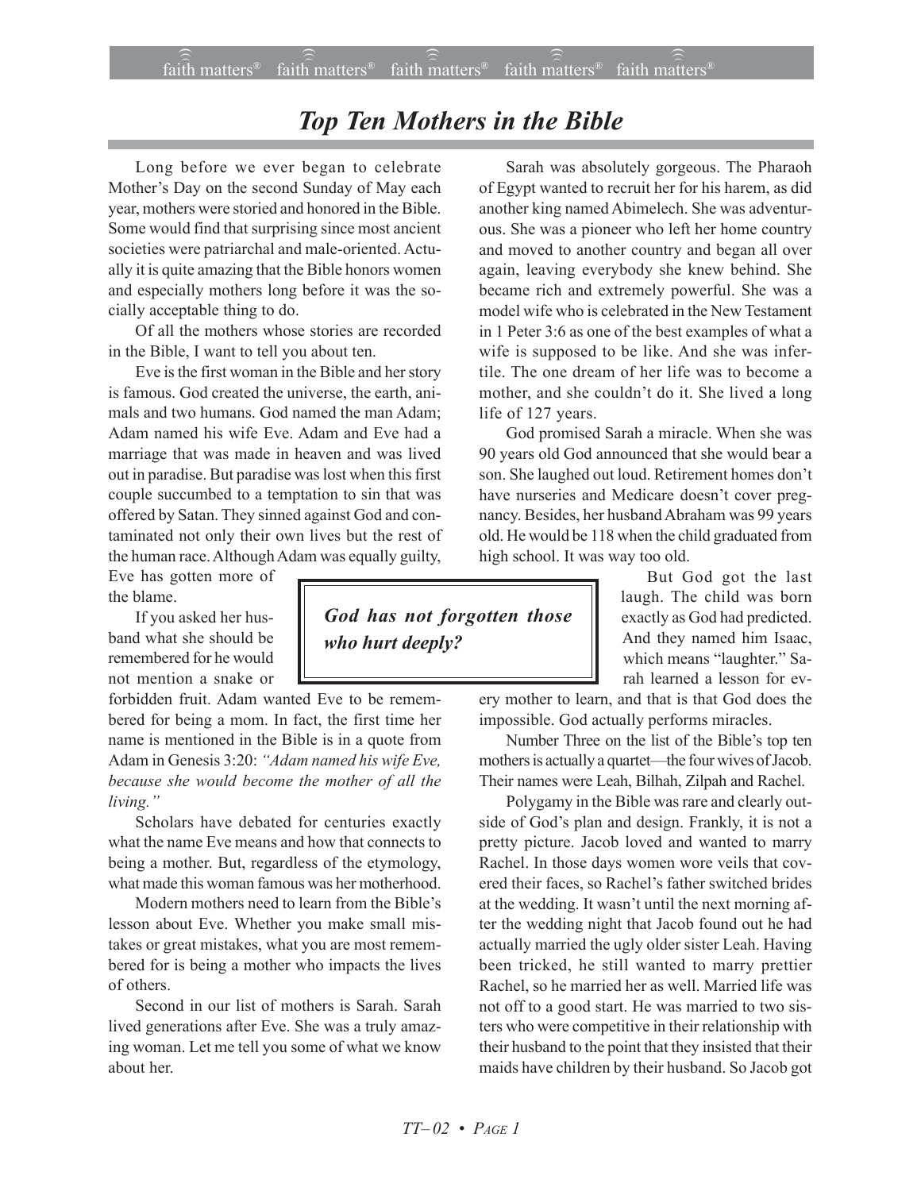# *Top Ten Mothers in the Bible*

Long before we ever began to celebrate Mother's Day on the second Sunday of May each year, mothers were storied and honored in the Bible. Some would find that surprising since most ancient societies were patriarchal and male-oriented. Actually it is quite amazing that the Bible honors women and especially mothers long before it was the socially acceptable thing to do.

Of all the mothers whose stories are recorded in the Bible, I want to tell you about ten.

Eve is the first woman in the Bible and her story is famous. God created the universe, the earth, animals and two humans. God named the man Adam; Adam named his wife Eve. Adam and Eve had a marriage that was made in heaven and was lived out in paradise. But paradise was lost when this first couple succumbed to a temptation to sin that was offered by Satan. They sinned against God and contaminated not only their own lives but the rest of the human race. Although Adam was equally guilty, Eve has gotten more of the blame.

If you asked her husband what she should be remembered for he would not mention a snake or forbidden fruit. Adam wanted Eve to be remembered for being a mom. In fact, the first time her name is mentioned in the Bible is in a quote from Adam in Genesis 3:20: *"Adam named his wife Eve, because she would become the mother of all the living."*

Scholars have debated for centuries exactly what the name Eve means and how that connects to being a mother. But, regardless of the etymology, what made this woman famous was her motherhood.

Modern mothers need to learn from the Bible's lesson about Eve. Whether you make small mistakes or great mistakes, what you are most remembered for is being a mother who impacts the lives of others.

Second in our list of mothers is Sarah. Sarah lived generations after Eve. She was a truly amazing woman. Let me tell you some of what we know about her.

Sarah was absolutely gorgeous. The Pharaoh of Egypt wanted to recruit her for his harem, as did another king named Abimelech. She was adventurous. She was a pioneer who left her home country and moved to another country and began all over again, leaving everybody she knew behind. She became rich and extremely powerful. She was a model wife who is celebrated in the New Testament in 1 Peter 3:6 as one of the best examples of what a wife is supposed to be like. And she was infertile. The one dream of her life was to become a mother, and she couldn't do it. She lived a long life of 127 years.

God promised Sarah a miracle. When she was 90 years old God announced that she would bear a son. She laughed out loud. Retirement homes don't have nurseries and Medicare doesn't cover pregnancy. Besides, her husband Abraham was 99 years old. He would be 118 when the child graduated from high school. It was way too old.

> ***God has not forgotten those who hurt deeply?***

But God got the last laugh. The child was born exactly as God had predicted. And they named him Isaac, which means "laughter." Sarah learned a lesson for every mother to learn, and that is that God does the impossible. God actually performs miracles.

Number Three on the list of the Bible's top ten mothers is actually a quartet—the four wives of Jacob. Their names were Leah, Bilhah, Zilpah and Rachel.

Polygamy in the Bible was rare and clearly outside of God's plan and design. Frankly, it is not a pretty picture. Jacob loved and wanted to marry Rachel. In those days women wore veils that covered their faces, so Rachel's father switched brides at the wedding. It wasn't until the next morning after the wedding night that Jacob found out he had actually married the ugly older sister Leah. Having been tricked, he still wanted to marry prettier Rachel, so he married her as well. Married life was not off to a good start. He was married to two sisters who were competitive in their relationship with their husband to the point that they insisted that their maids have children by their husband. So Jacob got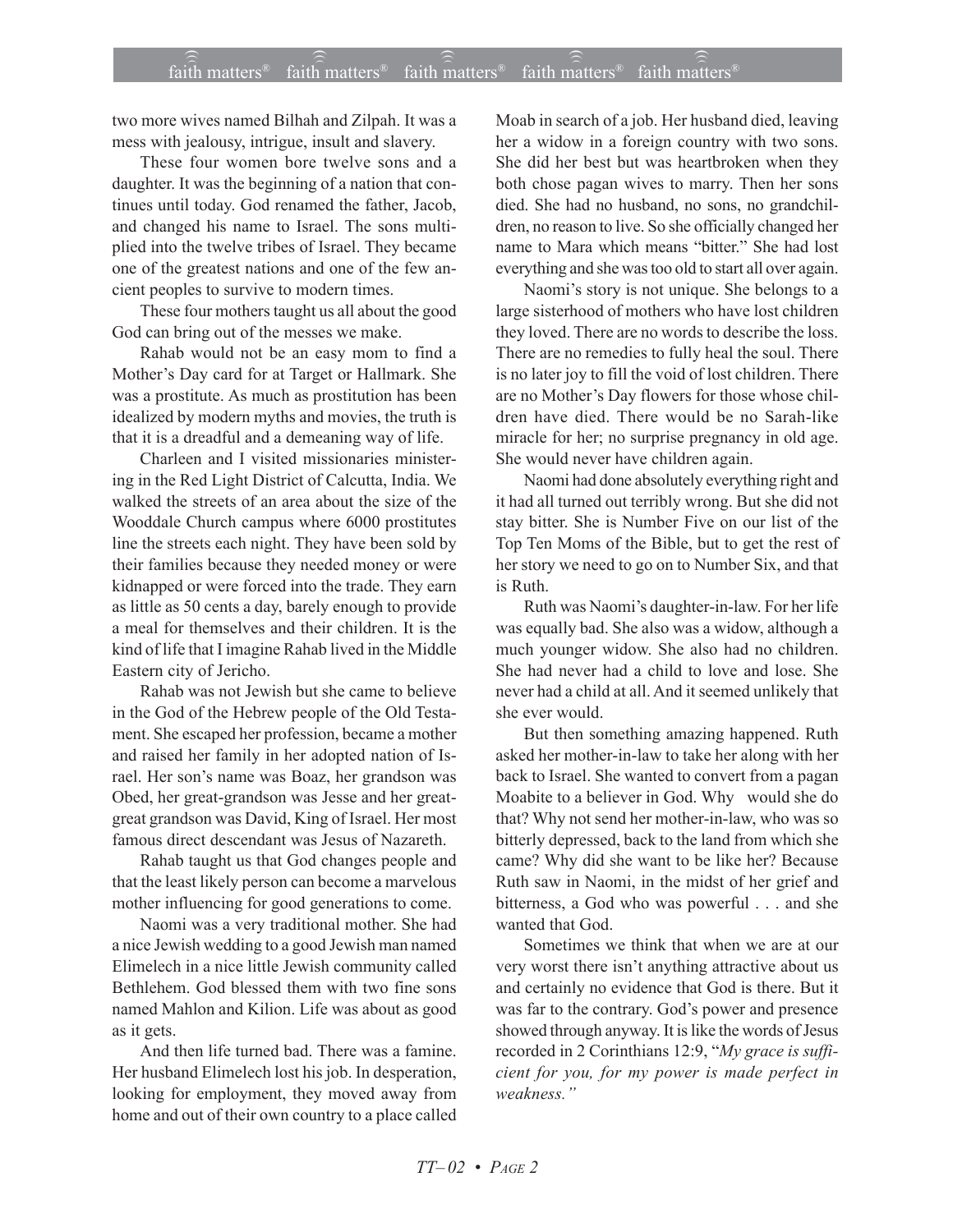two more wives named Bilhah and Zilpah. It was a mess with jealousy, intrigue, insult and slavery.

These four women bore twelve sons and a daughter. It was the beginning of a nation that continues until today. God renamed the father, Jacob, and changed his name to Israel. The sons multiplied into the twelve tribes of Israel. They became one of the greatest nations and one of the few ancient peoples to survive to modern times.

These four mothers taught us all about the good God can bring out of the messes we make.

Rahab would not be an easy mom to find a Mother's Day card for at Target or Hallmark. She was a prostitute. As much as prostitution has been idealized by modern myths and movies, the truth is that it is a dreadful and a demeaning way of life.

Charleen and I visited missionaries ministering in the Red Light District of Calcutta, India. We walked the streets of an area about the size of the Wooddale Church campus where 6000 prostitutes line the streets each night. They have been sold by their families because they needed money or were kidnapped or were forced into the trade. They earn as little as 50 cents a day, barely enough to provide a meal for themselves and their children. It is the kind of life that I imagine Rahab lived in the Middle Eastern city of Jericho.

Rahab was not Jewish but she came to believe in the God of the Hebrew people of the Old Testament. She escaped her profession, became a mother and raised her family in her adopted nation of Israel. Her son's name was Boaz, her grandson was Obed, her great-grandson was Jesse and her great-great grandson was David, King of Israel. Her most famous direct descendant was Jesus of Nazareth.

Rahab taught us that God changes people and that the least likely person can become a marvelous mother influencing for good generations to come.

Naomi was a very traditional mother. She had a nice Jewish wedding to a good Jewish man named Elimelech in a nice little Jewish community called Bethlehem. God blessed them with two fine sons named Mahlon and Kilion. Life was about as good as it gets.

And then life turned bad. There was a famine. Her husband Elimelech lost his job. In desperation, looking for employment, they moved away from home and out of their own country to a place called Moab in search of a job. Her husband died, leaving her a widow in a foreign country with two sons. She did her best but was heartbroken when they both chose pagan wives to marry. Then her sons died. She had no husband, no sons, no grandchildren, no reason to live. So she officially changed her name to Mara which means "bitter." She had lost everything and she was too old to start all over again.

Naomi's story is not unique. She belongs to a large sisterhood of mothers who have lost children they loved. There are no words to describe the loss. There are no remedies to fully heal the soul. There is no later joy to fill the void of lost children. There are no Mother's Day flowers for those whose children have died. There would be no Sarah-like miracle for her; no surprise pregnancy in old age. She would never have children again.

Naomi had done absolutely everything right and it had all turned out terribly wrong. But she did not stay bitter. She is Number Five on our list of the Top Ten Moms of the Bible, but to get the rest of her story we need to go on to Number Six, and that is Ruth.

Ruth was Naomi's daughter-in-law. For her life was equally bad. She also was a widow, although a much younger widow. She also had no children. She had never had a child to love and lose. She never had a child at all. And it seemed unlikely that she ever would.

But then something amazing happened. Ruth asked her mother-in-law to take her along with her back to Israel. She wanted to convert from a pagan Moabite to a believer in God. Why would she do that? Why not send her mother-in-law, who was so bitterly depressed, back to the land from which she came? Why did she want to be like her? Because Ruth saw in Naomi, in the midst of her grief and bitterness, a God who was powerful . . . and she wanted that God.

Sometimes we think that when we are at our very worst there isn't anything attractive about us and certainly no evidence that God is there. But it was far to the contrary. God's power and presence showed through anyway. It is like the words of Jesus recorded in 2 Corinthians 12:9, "*My grace is sufficient for you, for my power is made perfect in weakness.*"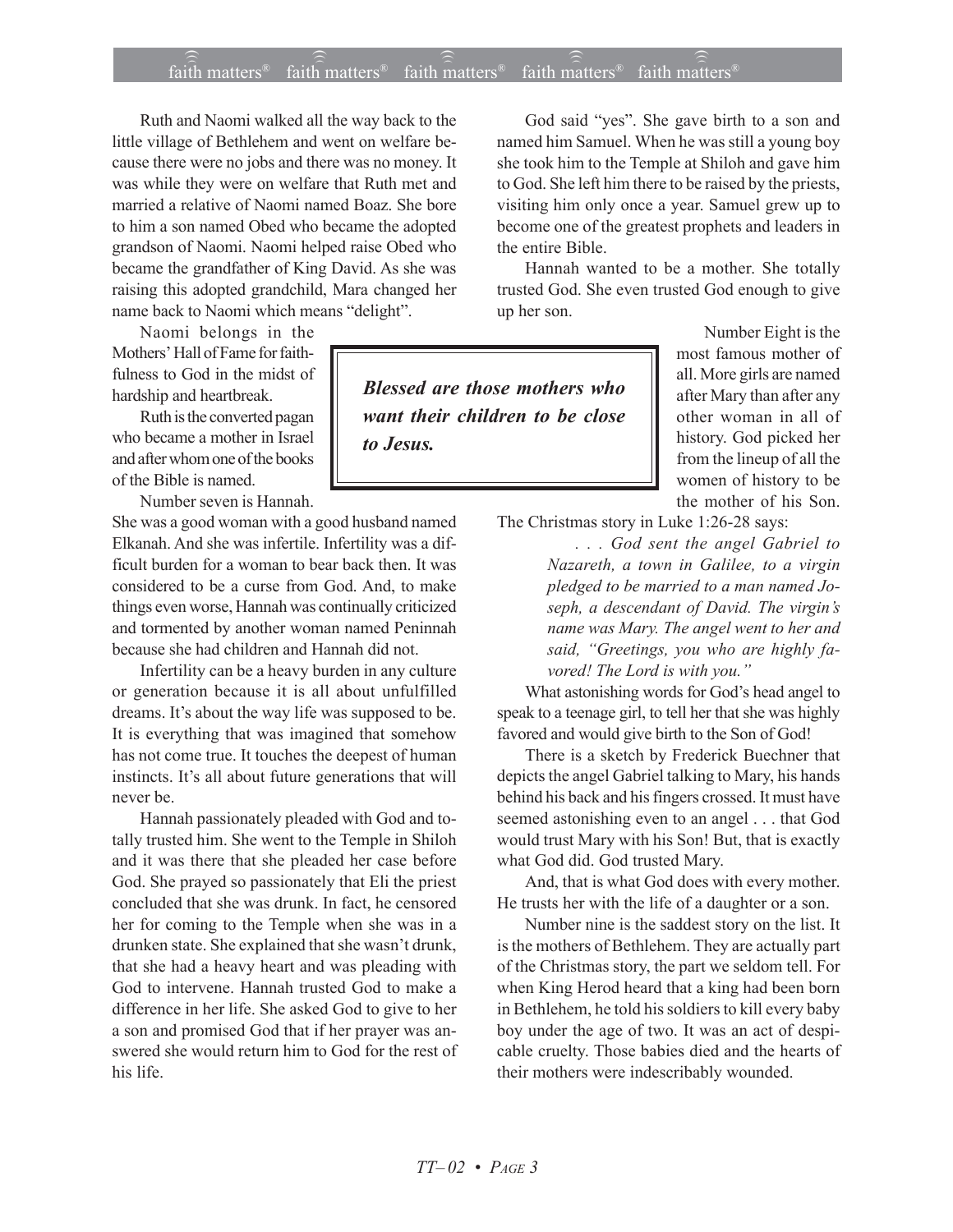Ruth and Naomi walked all the way back to the little village of Bethlehem and went on welfare because there were no jobs and there was no money. It was while they were on welfare that Ruth met and married a relative of Naomi named Boaz. She bore to him a son named Obed who became the adopted grandson of Naomi. Naomi helped raise Obed who became the grandfather of King David. As she was raising this adopted grandchild, Mara changed her name back to Naomi which means "delight".

Naomi belongs in the Mothers' Hall of Fame for faithfulness to God in the midst of hardship and heartbreak.

Ruth is the converted pagan who became a mother in Israel and after whom one of the books of the Bible is named.

Number seven is Hannah. She was a good woman with a good husband named Elkanah. And she was infertile. Infertility was a difficult burden for a woman to bear back then. It was considered to be a curse from God. And, to make things even worse, Hannah was continually criticized and tormented by another woman named Peninnah because she had children and Hannah did not.

Infertility can be a heavy burden in any culture or generation because it is all about unfulfilled dreams. It's about the way life was supposed to be. It is everything that was imagined that somehow has not come true. It touches the deepest of human instincts. It's all about future generations that will never be.

Hannah passionately pleaded with God and totally trusted him. She went to the Temple in Shiloh and it was there that she pleaded her case before God. She prayed so passionately that Eli the priest concluded that she was drunk. In fact, he censored her for coming to the Temple when she was in a drunken state. She explained that she wasn't drunk, that she had a heavy heart and was pleading with God to intervene. Hannah trusted God to make a difference in her life. She asked God to give to her a son and promised God that if her prayer was answered she would return him to God for the rest of his life.

God said "yes". She gave birth to a son and named him Samuel. When he was still a young boy she took him to the Temple at Shiloh and gave him to God. She left him there to be raised by the priests, visiting him only once a year. Samuel grew up to become one of the greatest prophets and leaders in the entire Bible.

Hannah wanted to be a mother. She totally trusted God. She even trusted God enough to give up her son.

> ***Blessed are those mothers who want their children to be close to Jesus.***

Number Eight is the most famous mother of all. More girls are named after Mary than after any other woman in all of history. God picked her from the lineup of all the women of history to be the mother of his Son. The Christmas story in Luke 1:26-28 says:

> *. . . God sent the angel Gabriel to Nazareth, a town in Galilee, to a virgin pledged to be married to a man named Joseph, a descendant of David. The virgin's name was Mary. The angel went to her and said, "Greetings, you who are highly favored! The Lord is with you."*

What astonishing words for God's head angel to speak to a teenage girl, to tell her that she was highly favored and would give birth to the Son of God!

There is a sketch by Frederick Buechner that depicts the angel Gabriel talking to Mary, his hands behind his back and his fingers crossed. It must have seemed astonishing even to an angel . . . that God would trust Mary with his Son! But, that is exactly what God did. God trusted Mary.

And, that is what God does with every mother. He trusts her with the life of a daughter or a son.

Number nine is the saddest story on the list. It is the mothers of Bethlehem. They are actually part of the Christmas story, the part we seldom tell. For when King Herod heard that a king had been born in Bethlehem, he told his soldiers to kill every baby boy under the age of two. It was an act of despicable cruelty. Those babies died and the hearts of their mothers were indescribably wounded.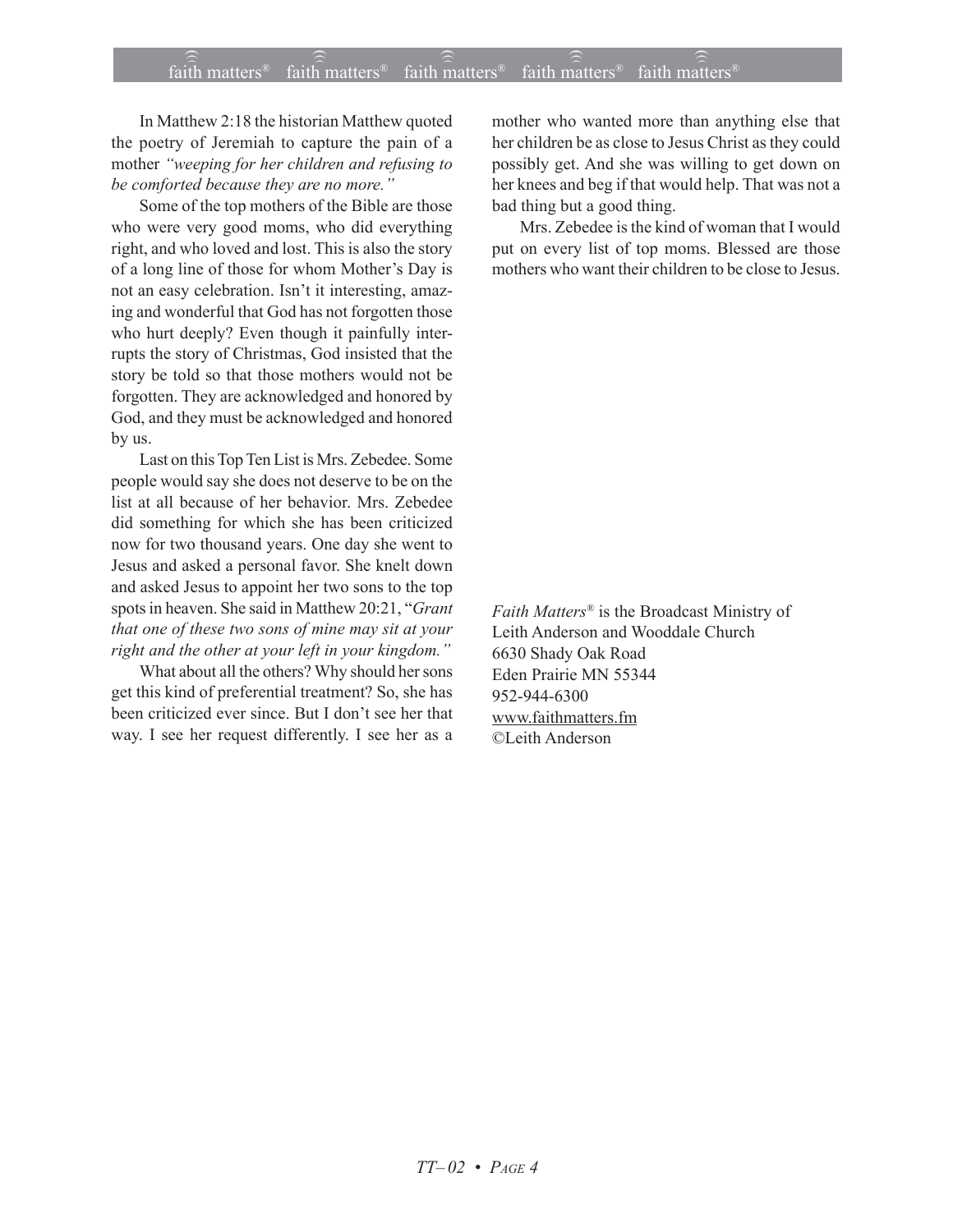In Matthew 2:18 the historian Matthew quoted the poetry of Jeremiah to capture the pain of a mother *"weeping for her children and refusing to be comforted because they are no more."*

Some of the top mothers of the Bible are those who were very good moms, who did everything right, and who loved and lost. This is also the story of a long line of those for whom Mother's Day is not an easy celebration. Isn't it interesting, amazing and wonderful that God has not forgotten those who hurt deeply? Even though it painfully interrupts the story of Christmas, God insisted that the story be told so that those mothers would not be forgotten. They are acknowledged and honored by God, and they must be acknowledged and honored by us.

Last on this Top Ten List is Mrs. Zebedee. Some people would say she does not deserve to be on the list at all because of her behavior. Mrs. Zebedee did something for which she has been criticized now for two thousand years. One day she went to Jesus and asked a personal favor. She knelt down and asked Jesus to appoint her two sons to the top spots in heaven. She said in Matthew 20:21, "*Grant that one of these two sons of mine may sit at your right and the other at your left in your kingdom."*

What about all the others? Why should her sons get this kind of preferential treatment? So, she has been criticized ever since. But I don't see her that way. I see her request differently. I see her as a mother who wanted more than anything else that her children be as close to Jesus Christ as they could possibly get. And she was willing to get down on her knees and beg if that would help. That was not a bad thing but a good thing.

Mrs. Zebedee is the kind of woman that I would put on every list of top moms. Blessed are those mothers who want their children to be close to Jesus.

*Faith Matters*® is the Broadcast Ministry of
Leith Anderson and Wooddale Church
6630 Shady Oak Road
Eden Prairie MN 55344
952-944-6300
www.faithmatters.fm
©Leith Anderson